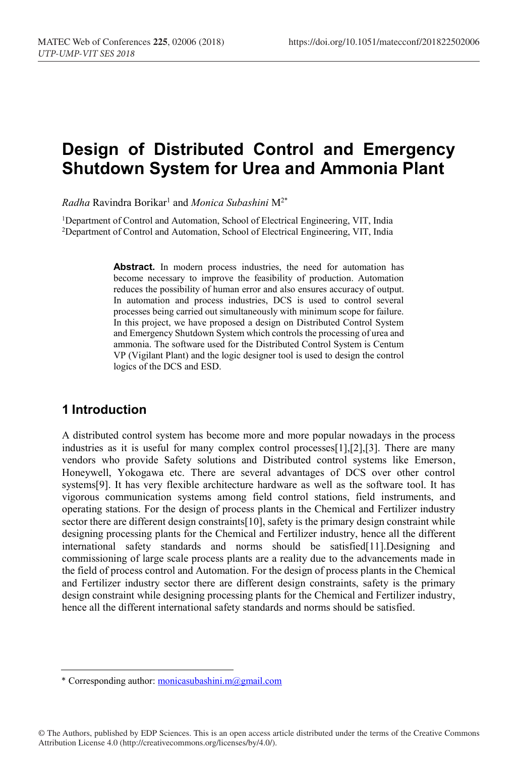# Design of Distributed Control and Emergency Shutdown System for Urea and Ammonia Plant

*Radha* Ravindra Borikar[1] and *Monica Subashini* M[2*]

[1]Department of Control and Automation, School of Electrical Engineering, VIT, India
[2]Department of Control and Automation, School of Electrical Engineering, VIT, India

**Abstract.** In modern process industries, the need for automation has become necessary to improve the feasibility of production. Automation reduces the possibility of human error and also ensures accuracy of output. In automation and process industries, DCS is used to control several processes being carried out simultaneously with minimum scope for failure. In this project, we have proposed a design on Distributed Control System and Emergency Shutdown System which controls the processing of urea and ammonia. The software used for the Distributed Control System is Centum VP (Vigilant Plant) and the logic designer tool is used to design the control logics of the DCS and ESD.

## 1 Introduction

A distributed control system has become more and more popular nowadays in the process industries as it is useful for many complex control processes[1],[2],[3]. There are many vendors who provide Safety solutions and Distributed control systems like Emerson, Honeywell, Yokogawa etc. There are several advantages of DCS over other control systems[9]. It has very flexible architecture hardware as well as the software tool. It has vigorous communication systems among field control stations, field instruments, and operating stations. For the design of process plants in the Chemical and Fertilizer industry sector there are different design constraints[10], safety is the primary design constraint while designing processing plants for the Chemical and Fertilizer industry, hence all the different international safety standards and norms should be satisfied[11].Designing and commissioning of large scale process plants are a reality due to the advancements made in the field of process control and Automation. For the design of process plants in the Chemical and Fertilizer industry sector there are different design constraints, safety is the primary design constraint while designing processing plants for the Chemical and Fertilizer industry, hence all the different international safety standards and norms should be satisfied.

---

* Corresponding author: monicasubashini.m@gmail.com

© The Authors, published by EDP Sciences. This is an open access article distributed under the terms of the Creative Commons Attribution License 4.0 (http://creativecommons.org/licenses/by/4.0/).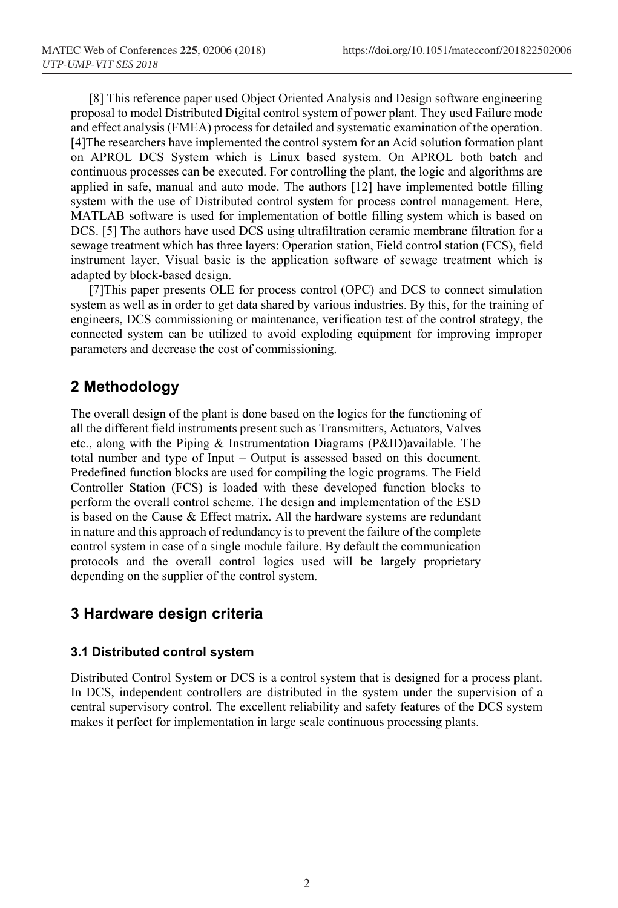[8] This reference paper used Object Oriented Analysis and Design software engineering proposal to model Distributed Digital control system of power plant. They used Failure mode and effect analysis (FMEA) process for detailed and systematic examination of the operation. [4]The researchers have implemented the control system for an Acid solution formation plant on APROL DCS System which is Linux based system. On APROL both batch and continuous processes can be executed. For controlling the plant, the logic and algorithms are applied in safe, manual and auto mode. The authors [12] have implemented bottle filling system with the use of Distributed control system for process control management. Here, MATLAB software is used for implementation of bottle filling system which is based on DCS. [5] The authors have used DCS using ultrafiltration ceramic membrane filtration for a sewage treatment which has three layers: Operation station, Field control station (FCS), field instrument layer. Visual basic is the application software of sewage treatment which is adapted by block-based design.

[7]This paper presents OLE for process control (OPC) and DCS to connect simulation system as well as in order to get data shared by various industries. By this, for the training of engineers, DCS commissioning or maintenance, verification test of the control strategy, the connected system can be utilized to avoid exploding equipment for improving improper parameters and decrease the cost of commissioning.

## 2 Methodology

The overall design of the plant is done based on the logics for the functioning of all the different field instruments present such as Transmitters, Actuators, Valves etc., along with the Piping & Instrumentation Diagrams (P&ID)available. The total number and type of Input – Output is assessed based on this document. Predefined function blocks are used for compiling the logic programs. The Field Controller Station (FCS) is loaded with these developed function blocks to perform the overall control scheme. The design and implementation of the ESD is based on the Cause & Effect matrix. All the hardware systems are redundant in nature and this approach of redundancy is to prevent the failure of the complete control system in case of a single module failure. By default the communication protocols and the overall control logics used will be largely proprietary depending on the supplier of the control system.

## 3 Hardware design criteria

### 3.1 Distributed control system

Distributed Control System or DCS is a control system that is designed for a process plant. In DCS, independent controllers are distributed in the system under the supervision of a central supervisory control. The excellent reliability and safety features of the DCS system makes it perfect for implementation in large scale continuous processing plants.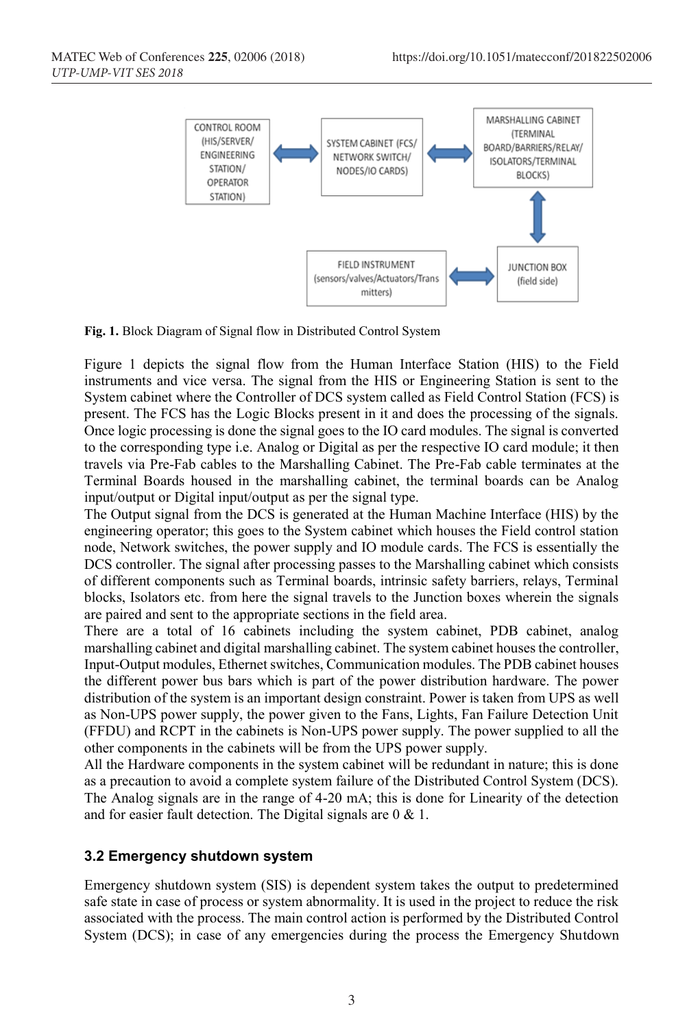Fig. 1. Block Diagram of Signal flow in Distributed Control System

Figure 1 depicts the signal flow from the Human Interface Station (HIS) to the Field instruments and vice versa. The signal from the HIS or Engineering Station is sent to the System cabinet where the Controller of DCS system called as Field Control Station (FCS) is present. The FCS has the Logic Blocks present in it and does the processing of the signals. Once logic processing is done the signal goes to the IO card modules. The signal is converted to the corresponding type i.e. Analog or Digital as per the respective IO card module; it then travels via Pre-Fab cables to the Marshalling Cabinet. The Pre-Fab cable terminates at the Terminal Boards housed in the marshalling cabinet, the terminal boards can be Analog input/output or Digital input/output as per the signal type.

The Output signal from the DCS is generated at the Human Machine Interface (HIS) by the engineering operator; this goes to the System cabinet which houses the Field control station node, Network switches, the power supply and IO module cards. The FCS is essentially the DCS controller. The signal after processing passes to the Marshalling cabinet which consists of different components such as Terminal boards, intrinsic safety barriers, relays, Terminal blocks, Isolators etc. from here the signal travels to the Junction boxes wherein the signals are paired and sent to the appropriate sections in the field area.

There are a total of 16 cabinets including the system cabinet, PDB cabinet, analog marshalling cabinet and digital marshalling cabinet. The system cabinet houses the controller, Input-Output modules, Ethernet switches, Communication modules. The PDB cabinet houses the different power bus bars which is part of the power distribution hardware. The power distribution of the system is an important design constraint. Power is taken from UPS as well as Non-UPS power supply, the power given to the Fans, Lights, Fan Failure Detection Unit (FFDU) and RCPT in the cabinets is Non-UPS power supply. The power supplied to all the other components in the cabinets will be from the UPS power supply.

All the Hardware components in the system cabinet will be redundant in nature; this is done as a precaution to avoid a complete system failure of the Distributed Control System (DCS). The Analog signals are in the range of 4-20 mA; this is done for Linearity of the detection and for easier fault detection. The Digital signals are 0 & 1.

### 3.2 Emergency shutdown system

Emergency shutdown system (SIS) is dependent system takes the output to predetermined safe state in case of process or system abnormality. It is used in the project to reduce the risk associated with the process. The main control action is performed by the Distributed Control System (DCS); in case of any emergencies during the process the Emergency Shutdown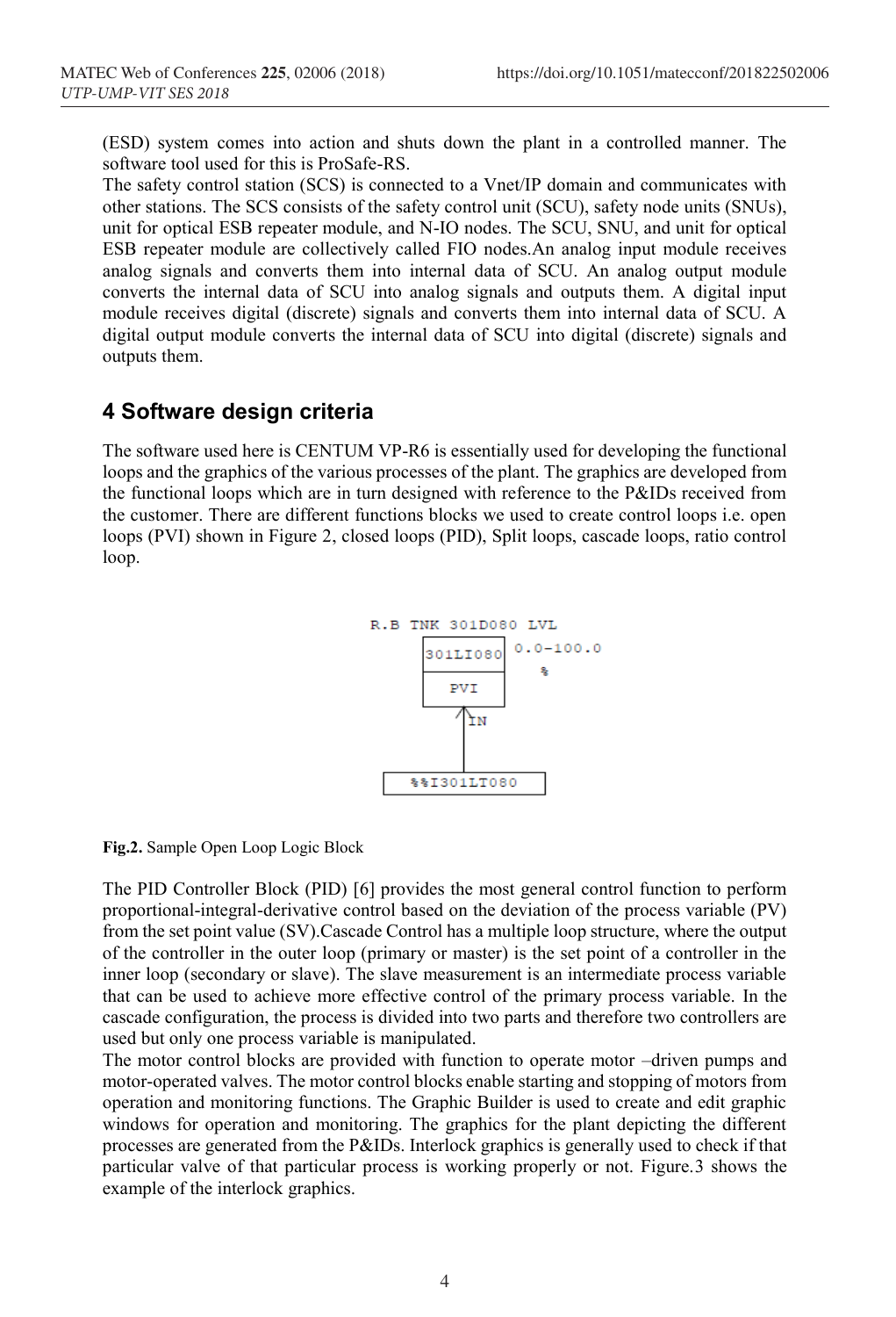(ESD) system comes into action and shuts down the plant in a controlled manner. The software tool used for this is ProSafe-RS.

The safety control station (SCS) is connected to a Vnet/IP domain and communicates with other stations. The SCS consists of the safety control unit (SCU), safety node units (SNUs), unit for optical ESB repeater module, and N-IO nodes. The SCU, SNU, and unit for optical ESB repeater module are collectively called FIO nodes.An analog input module receives analog signals and converts them into internal data of SCU. An analog output module converts the internal data of SCU into analog signals and outputs them. A digital input module receives digital (discrete) signals and converts them into internal data of SCU. A digital output module converts the internal data of SCU into digital (discrete) signals and outputs them.

## 4 Software design criteria

The software used here is CENTUM VP-R6 is essentially used for developing the functional loops and the graphics of the various processes of the plant. The graphics are developed from the functional loops which are in turn designed with reference to the P&IDs received from the customer. There are different functions blocks we used to create control loops i.e. open loops (PVI) shown in Figure 2, closed loops (PID), Split loops, cascade loops, ratio control loop.

R.B TNK 301D080 LVL

301LI080 0.0-100.0 %

PVI

IN

%%I301LT080

**Fig.2.** Sample Open Loop Logic Block

The PID Controller Block (PID) [6] provides the most general control function to perform proportional-integral-derivative control based on the deviation of the process variable (PV) from the set point value (SV).Cascade Control has a multiple loop structure, where the output of the controller in the outer loop (primary or master) is the set point of a controller in the inner loop (secondary or slave). The slave measurement is an intermediate process variable that can be used to achieve more effective control of the primary process variable. In the cascade configuration, the process is divided into two parts and therefore two controllers are used but only one process variable is manipulated.

The motor control blocks are provided with function to operate motor –driven pumps and motor-operated valves. The motor control blocks enable starting and stopping of motors from operation and monitoring functions. The Graphic Builder is used to create and edit graphic windows for operation and monitoring. The graphics for the plant depicting the different processes are generated from the P&IDs. Interlock graphics is generally used to check if that particular valve of that particular process is working properly or not. Figure.3 shows the example of the interlock graphics.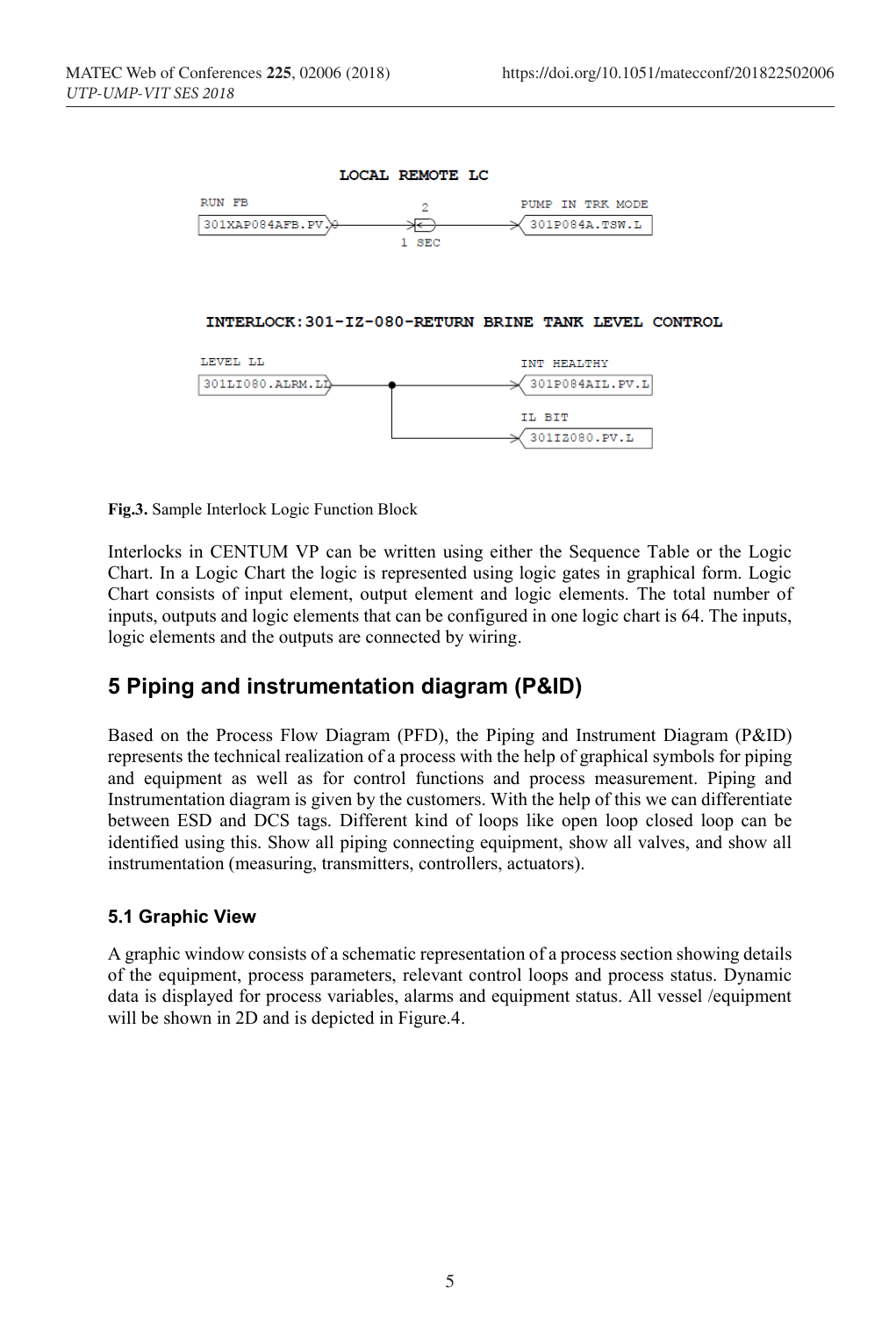LOCAL REMOTE LC

RUN FB

301XAP084AFB.PV

2

1 SEC

PUMP IN TRK MODE

301P084A.TSW.L

INTERLOCK:301-IZ-080-RETURN BRINE TANK LEVEL CONTROL

LEVEL LL

301LI080.ALRM.LL

INT HEALTHY

301P084AIL.PV.L

IL BIT

301IZ080.PV.L

**Fig.3.** Sample Interlock Logic Function Block

Interlocks in CENTUM VP can be written using either the Sequence Table or the Logic Chart. In a Logic Chart the logic is represented using logic gates in graphical form. Logic Chart consists of input element, output element and logic elements. The total number of inputs, outputs and logic elements that can be configured in one logic chart is 64. The inputs, logic elements and the outputs are connected by wiring.

## 5 Piping and instrumentation diagram (P&ID)

Based on the Process Flow Diagram (PFD), the Piping and Instrument Diagram (P&ID) represents the technical realization of a process with the help of graphical symbols for piping and equipment as well as for control functions and process measurement. Piping and Instrumentation diagram is given by the customers. With the help of this we can differentiate between ESD and DCS tags. Different kind of loops like open loop closed loop can be identified using this. Show all piping connecting equipment, show all valves, and show all instrumentation (measuring, transmitters, controllers, actuators).

### 5.1 Graphic View

A graphic window consists of a schematic representation of a process section showing details of the equipment, process parameters, relevant control loops and process status. Dynamic data is displayed for process variables, alarms and equipment status. All vessel /equipment will be shown in 2D and is depicted in Figure.4.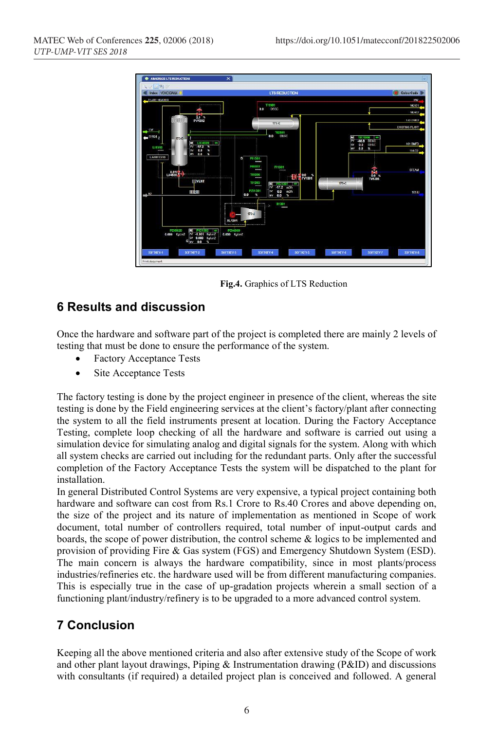**Fig.4.** Graphics of LTS Reduction

## 6 Results and discussion

Once the hardware and software part of the project is completed there are mainly 2 levels of testing that must be done to ensure the performance of the system.

- Factory Acceptance Tests
- Site Acceptance Tests

The factory testing is done by the project engineer in presence of the client, whereas the site testing is done by the Field engineering services at the client's factory/plant after connecting the system to all the field instruments present at location. During the Factory Acceptance Testing, complete loop checking of all the hardware and software is carried out using a simulation device for simulating analog and digital signals for the system. Along with which all system checks are carried out including for the redundant parts. Only after the successful completion of the Factory Acceptance Tests the system will be dispatched to the plant for installation.

In general Distributed Control Systems are very expensive, a typical project containing both hardware and software can cost from Rs.1 Crore to Rs.40 Crores and above depending on, the size of the project and its nature of implementation as mentioned in Scope of work document, total number of controllers required, total number of input-output cards and boards, the scope of power distribution, the control scheme & logics to be implemented and provision of providing Fire & Gas system (FGS) and Emergency Shutdown System (ESD). The main concern is always the hardware compatibility, since in most plants/process industries/refineries etc. the hardware used will be from different manufacturing companies. This is especially true in the case of up-gradation projects wherein a small section of a functioning plant/industry/refinery is to be upgraded to a more advanced control system.

## 7 Conclusion

Keeping all the above mentioned criteria and also after extensive study of the Scope of work and other plant layout drawings, Piping & Instrumentation drawing (P&ID) and discussions with consultants (if required) a detailed project plan is conceived and followed. A general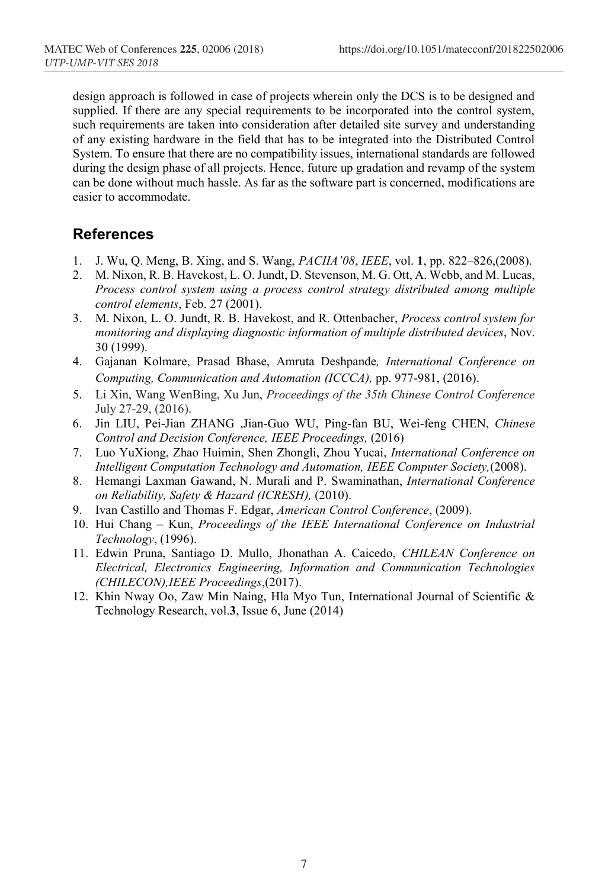design approach is followed in case of projects wherein only the DCS is to be designed and supplied. If there are any special requirements to be incorporated into the control system, such requirements are taken into consideration after detailed site survey and understanding of any existing hardware in the field that has to be integrated into the Distributed Control System. To ensure that there are no compatibility issues, international standards are followed during the design phase of all projects. Hence, future up gradation and revamp of the system can be done without much hassle. As far as the software part is concerned, modifications are easier to accommodate.

## References

1. J. Wu, Q. Meng, B. Xing, and S. Wang, *PACIIA'08*, *IEEE*, vol. **1**, pp. 822–826,(2008).
2. M. Nixon, R. B. Havekost, L. O. Jundt, D. Stevenson, M. G. Ott, A. Webb, and M. Lucas, *Process control system using a process control strategy distributed among multiple control elements*, Feb. 27 (2001).
3. M. Nixon, L. O. Jundt, R. B. Havekost, and R. Ottenbacher, *Process control system for monitoring and displaying diagnostic information of multiple distributed devices*, Nov. 30 (1999).
4. Gajanan Kolmare, Prasad Bhase, Amruta Deshpande*, International Conference on Computing, Communication and Automation (ICCCA),* pp. 977-981, (2016).
5. Li Xin, Wang WenBing, Xu Jun, *Proceedings of the 35th Chinese Control Conference* July 27-29, (2016).
6. Jin LIU, Pei-Jian ZHANG ,Jian-Guo WU, Ping-fan BU, Wei-feng CHEN, *Chinese Control and Decision Conference, IEEE Proceedings,* (2016)
7. Luo YuXiong, Zhao Huimin, Shen Zhongli, Zhou Yucai, *International Conference on Intelligent Computation Technology and Automation, IEEE Computer Society,*(2008).
8. Hemangi Laxman Gawand, N. Murali and P. Swaminathan, *International Conference on Reliability, Safety & Hazard (ICRESH),* (2010).
9. Ivan Castillo and Thomas F. Edgar, *American Control Conference*, (2009).
10. Hui Chang – Kun, *Proceedings of the IEEE International Conference on Industrial Technology*, (1996).
11. Edwin Pruna, Santiago D. Mullo, Jhonathan A. Caicedo, *CHILEAN Conference on Electrical, Electronics Engineering, Information and Communication Technologies (CHILECON),IEEE Proceedings*,(2017).
12. Khin Nway Oo, Zaw Min Naing, Hla Myo Tun, International Journal of Scientific & Technology Research, vol.**3**, Issue 6, June (2014)